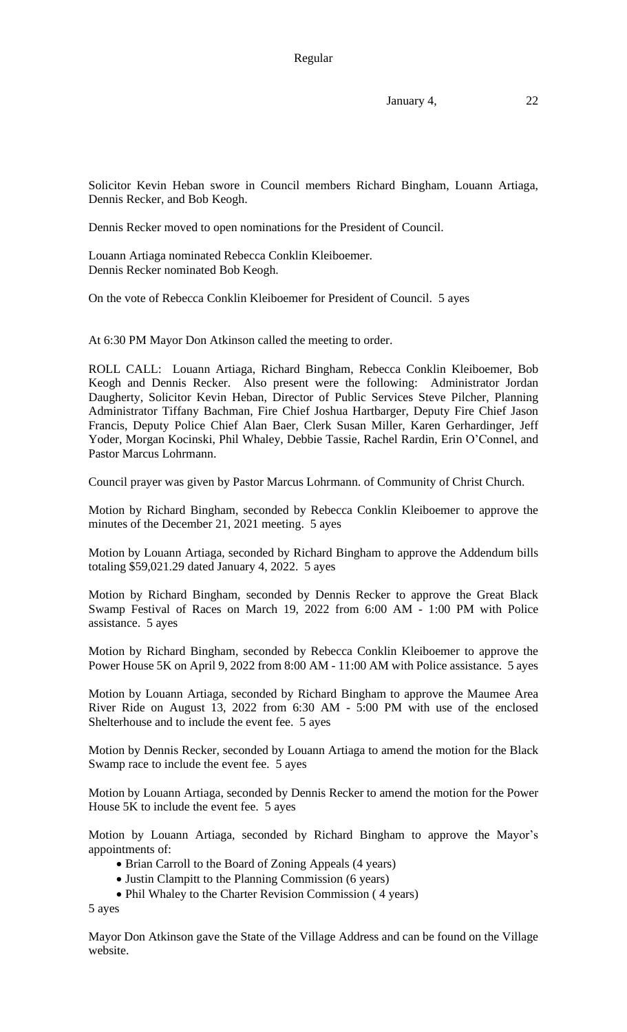Solicitor Kevin Heban swore in Council members Richard Bingham, Louann Artiaga, Dennis Recker, and Bob Keogh.

Dennis Recker moved to open nominations for the President of Council.

Louann Artiaga nominated Rebecca Conklin Kleiboemer.
Dennis Recker nominated Bob Keogh.

On the vote of Rebecca Conklin Kleiboemer for President of Council. 5 ayes

At 6:30 PM Mayor Don Atkinson called the meeting to order.

ROLL CALL: Louann Artiaga, Richard Bingham, Rebecca Conklin Kleiboemer, Bob Keogh and Dennis Recker. Also present were the following: Administrator Jordan Daugherty, Solicitor Kevin Heban, Director of Public Services Steve Pilcher, Planning Administrator Tiffany Bachman, Fire Chief Joshua Hartbarger, Deputy Fire Chief Jason Francis, Deputy Police Chief Alan Baer, Clerk Susan Miller, Karen Gerhardinger, Jeff Yoder, Morgan Kocinski, Phil Whaley, Debbie Tassie, Rachel Rardin, Erin O'Connel, and Pastor Marcus Lohrmann.

Council prayer was given by Pastor Marcus Lohrmann. of Community of Christ Church.

Motion by Richard Bingham, seconded by Rebecca Conklin Kleiboemer to approve the minutes of the December 21, 2021 meeting. 5 ayes

Motion by Louann Artiaga, seconded by Richard Bingham to approve the Addendum bills totaling $59,021.29 dated January 4, 2022. 5 ayes

Motion by Richard Bingham, seconded by Dennis Recker to approve the Great Black Swamp Festival of Races on March 19, 2022 from 6:00 AM - 1:00 PM with Police assistance. 5 ayes

Motion by Richard Bingham, seconded by Rebecca Conklin Kleiboemer to approve the Power House 5K on April 9, 2022 from 8:00 AM - 11:00 AM with Police assistance. 5 ayes

Motion by Louann Artiaga, seconded by Richard Bingham to approve the Maumee Area River Ride on August 13, 2022 from 6:30 AM - 5:00 PM with use of the enclosed Shelterhouse and to include the event fee. 5 ayes

Motion by Dennis Recker, seconded by Louann Artiaga to amend the motion for the Black Swamp race to include the event fee. 5 ayes

Motion by Louann Artiaga, seconded by Dennis Recker to amend the motion for the Power House 5K to include the event fee. 5 ayes

Motion by Louann Artiaga, seconded by Richard Bingham to approve the Mayor's appointments of:

- Brian Carroll to the Board of Zoning Appeals (4 years)
- Justin Clampitt to the Planning Commission (6 years)
- Phil Whaley to the Charter Revision Commission ( 4 years)

5 ayes

Mayor Don Atkinson gave the State of the Village Address and can be found on the Village website.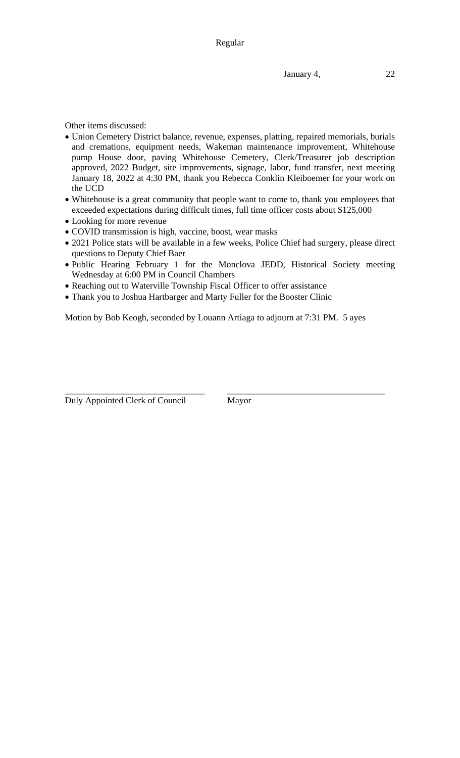Other items discussed:

- Union Cemetery District balance, revenue, expenses, platting, repaired memorials, burials and cremations, equipment needs, Wakeman maintenance improvement, Whitehouse pump House door, paving Whitehouse Cemetery, Clerk/Treasurer job description approved, 2022 Budget, site improvements, signage, labor, fund transfer, next meeting January 18, 2022 at 4:30 PM, thank you Rebecca Conklin Kleiboemer for your work on the UCD
- Whitehouse is a great community that people want to come to, thank you employees that exceeded expectations during difficult times, full time officer costs about $125,000
- Looking for more revenue
- COVID transmission is high, vaccine, boost, wear masks
- 2021 Police stats will be available in a few weeks, Police Chief had surgery, please direct questions to Deputy Chief Baer
- Public Hearing February 1 for the Monclova JEDD, Historical Society meeting Wednesday at 6:00 PM in Council Chambers
- Reaching out to Waterville Township Fiscal Officer to offer assistance
- Thank you to Joshua Hartbarger and Marty Fuller for the Booster Clinic

Motion by Bob Keogh, seconded by Louann Artiaga to adjourn at 7:31 PM. 5 ayes

_______________________________ ___________________________________

Duly Appointed Clerk of Council Mayor